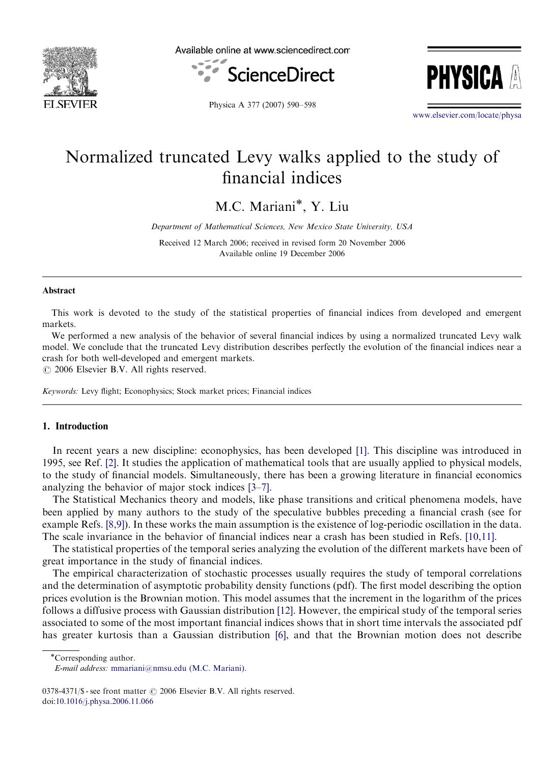# Normalized truncated Levy walks applied to the study of financial indices

M.C. Mariani*, Y. Liu

*Department of Mathematical Sciences, New Mexico State University, USA*

Received 12 March 2006; received in revised form 20 November 2006
Available online 19 December 2006

## Abstract

This work is devoted to the study of the statistical properties of financial indices from developed and emergent markets.

We performed a new analysis of the behavior of several financial indices by using a normalized truncated Levy walk model. We conclude that the truncated Levy distribution describes perfectly the evolution of the financial indices near a crash for both well-developed and emergent markets.

© 2006 Elsevier B.V. All rights reserved.

*Keywords:* Levy flight; Econophysics; Stock market prices; Financial indices

## 1. Introduction

In recent years a new discipline: econophysics, has been developed [1]. This discipline was introduced in 1995, see Ref. [2]. It studies the application of mathematical tools that are usually applied to physical models, to the study of financial models. Simultaneously, there has been a growing literature in financial economics analyzing the behavior of major stock indices [3–7].

The Statistical Mechanics theory and models, like phase transitions and critical phenomena models, have been applied by many authors to the study of the speculative bubbles preceding a financial crash (see for example Refs. [8,9]). In these works the main assumption is the existence of log-periodic oscillation in the data. The scale invariance in the behavior of financial indices near a crash has been studied in Refs. [10,11].

The statistical properties of the temporal series analyzing the evolution of the different markets have been of great importance in the study of financial indices.

The empirical characterization of stochastic processes usually requires the study of temporal correlations and the determination of asymptotic probability density functions (pdf). The first model describing the option prices evolution is the Brownian motion. This model assumes that the increment in the logarithm of the prices follows a diffusive process with Gaussian distribution [12]. However, the empirical study of the temporal series associated to some of the most important financial indices shows that in short time intervals the associated pdf has greater kurtosis than a Gaussian distribution [6], and that the Brownian motion does not describe

*Corresponding author.
*E-mail address:* mmariani@nmsu.edu (M.C. Mariani).

0378-4371/$ - see front matter © 2006 Elsevier B.V. All rights reserved.
doi:10.1016/j.physa.2006.11.066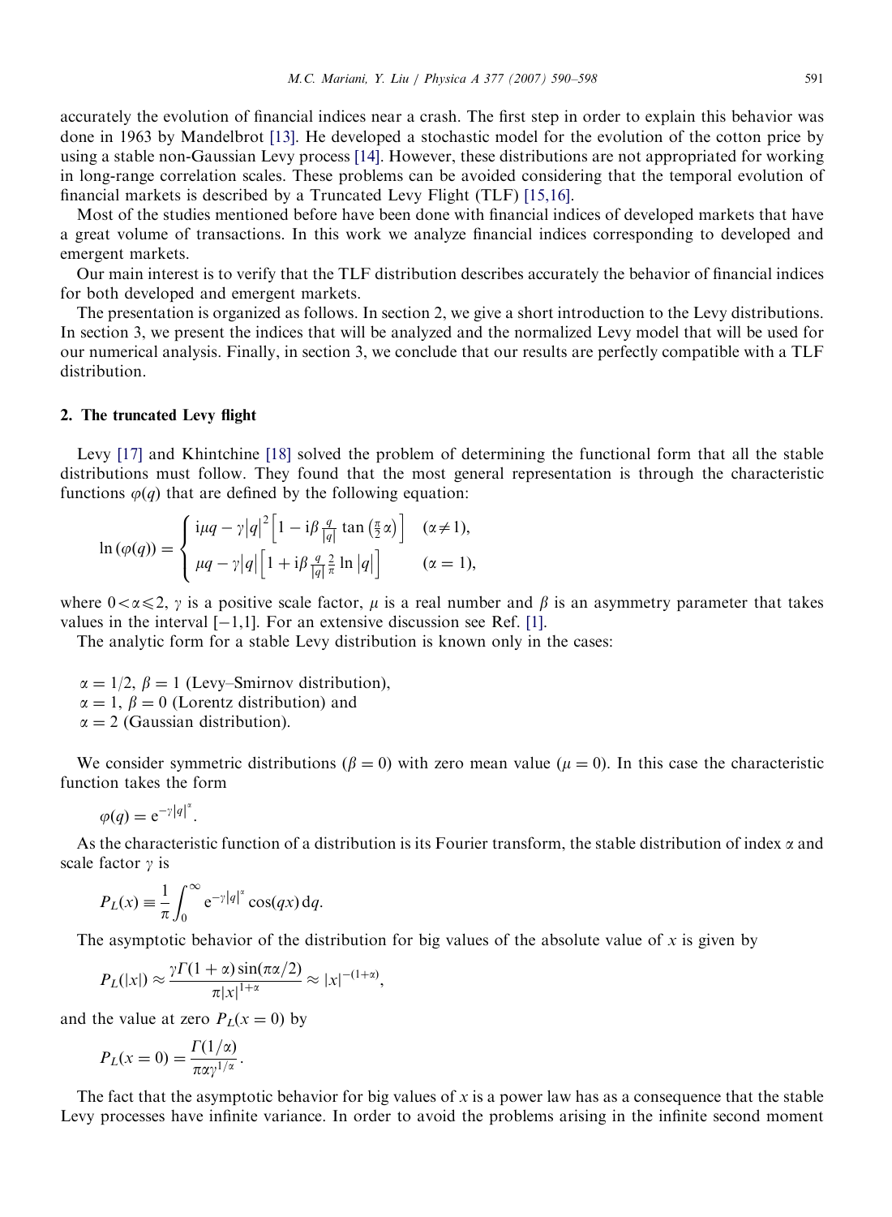accurately the evolution of financial indices near a crash. The first step in order to explain this behavior was done in 1963 by Mandelbrot [13]. He developed a stochastic model for the evolution of the cotton price by using a stable non-Gaussian Levy process [14]. However, these distributions are not appropriated for working in long-range correlation scales. These problems can be avoided considering that the temporal evolution of financial markets is described by a Truncated Levy Flight (TLF) [15,16].

Most of the studies mentioned before have been done with financial indices of developed markets that have a great volume of transactions. In this work we analyze financial indices corresponding to developed and emergent markets.

Our main interest is to verify that the TLF distribution describes accurately the behavior of financial indices for both developed and emergent markets.

The presentation is organized as follows. In section 2, we give a short introduction to the Levy distributions. In section 3, we present the indices that will be analyzed and the normalized Levy model that will be used for our numerical analysis. Finally, in section 3, we conclude that our results are perfectly compatible with a TLF distribution.

## 2. The truncated Levy flight

Levy [17] and Khintchine [18] solved the problem of determining the functional form that all the stable distributions must follow. They found that the most general representation is through the characteristic functions $\varphi(q)$ that are defined by the following equation:

$$\ln(\varphi(q)) = \begin{cases} \mathrm{i}\mu q - \gamma |q|^2 \left[1 - \mathrm{i}\beta \frac{q}{|q|} \tan\left(\frac{\pi}{2}\alpha\right)\right] & (\alpha \neq 1), \\ \mu q - \gamma |q| \left[1 + \mathrm{i}\beta \frac{q}{|q|} \frac{2}{\pi} \ln |q|\right] & (\alpha = 1), \end{cases}$$

where $0 < \alpha \leqslant 2$, $\gamma$ is a positive scale factor, $\mu$ is a real number and $\beta$ is an asymmetry parameter that takes values in the interval $[-1,1]$. For an extensive discussion see Ref. [1].

The analytic form for a stable Levy distribution is known only in the cases:

$\alpha = 1/2$, $\beta = 1$ (Levy–Smirnov distribution),
$\alpha = 1$, $\beta = 0$ (Lorentz distribution) and
$\alpha = 2$ (Gaussian distribution).

We consider symmetric distributions ($\beta = 0$) with zero mean value ($\mu = 0$). In this case the characteristic function takes the form

$$\varphi(q) = \mathrm{e}^{-\gamma |q|^{\alpha}}.$$

As the characteristic function of a distribution is its Fourier transform, the stable distribution of index $\alpha$ and scale factor $\gamma$ is

$$P_L(x) \equiv \frac{1}{\pi} \int_0^{\infty} \mathrm{e}^{-\gamma |q|^{\alpha}} \cos(qx)\, \mathrm{d}q.$$

The asymptotic behavior of the distribution for big values of the absolute value of $x$ is given by

$$P_L(|x|) \approx \frac{\gamma \Gamma(1+\alpha) \sin(\pi\alpha/2)}{\pi |x|^{1+\alpha}} \approx |x|^{-(1+\alpha)},$$

and the value at zero $P_L(x=0)$ by

$$P_L(x=0) = \frac{\Gamma(1/\alpha)}{\pi \alpha \gamma^{1/\alpha}}.$$

The fact that the asymptotic behavior for big values of $x$ is a power law has as a consequence that the stable Levy processes have infinite variance. In order to avoid the problems arising in the infinite second moment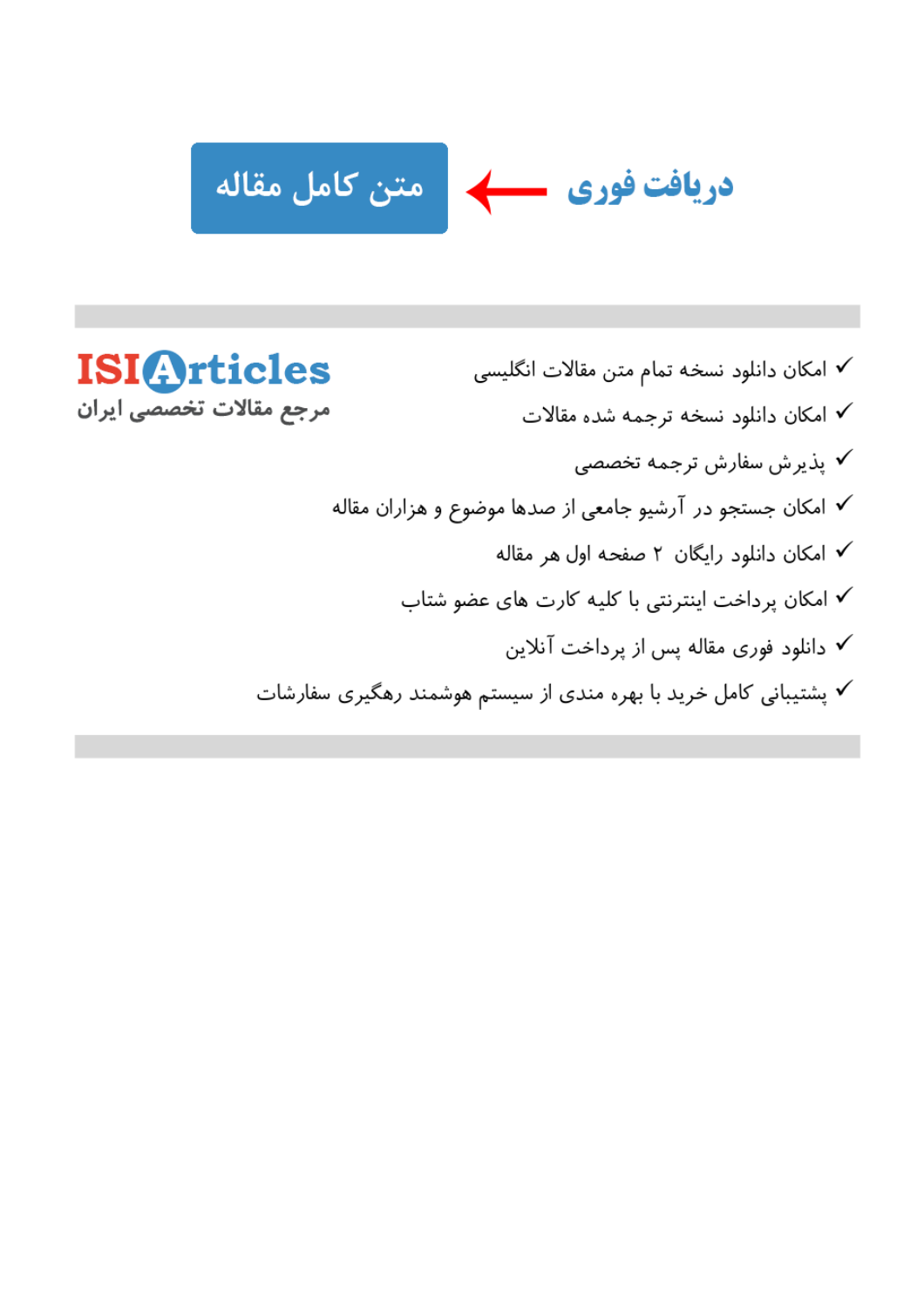دریافت فوری ← متن کامل مقاله

**ISIArticles**
مرجع مقالات تخصصی ایران

- ✓ امکان دانلود نسخه تمام متن مقالات انگلیسی
- ✓ امکان دانلود نسخه ترجمه شده مقالات
- ✓ پذیرش سفارش ترجمه تخصصی
- ✓ امکان جستجو در آرشیو جامعی از صدها موضوع و هزاران مقاله
- ✓ امکان دانلود رایگان ۲ صفحه اول هر مقاله
- ✓ امکان پرداخت اینترنتی با کلیه کارت های عضو شتاب
- ✓ دانلود فوری مقاله پس از پرداخت آنلاین
- ✓ پشتیبانی کامل خرید با بهره مندی از سیستم هوشمند رهگیری سفارشات